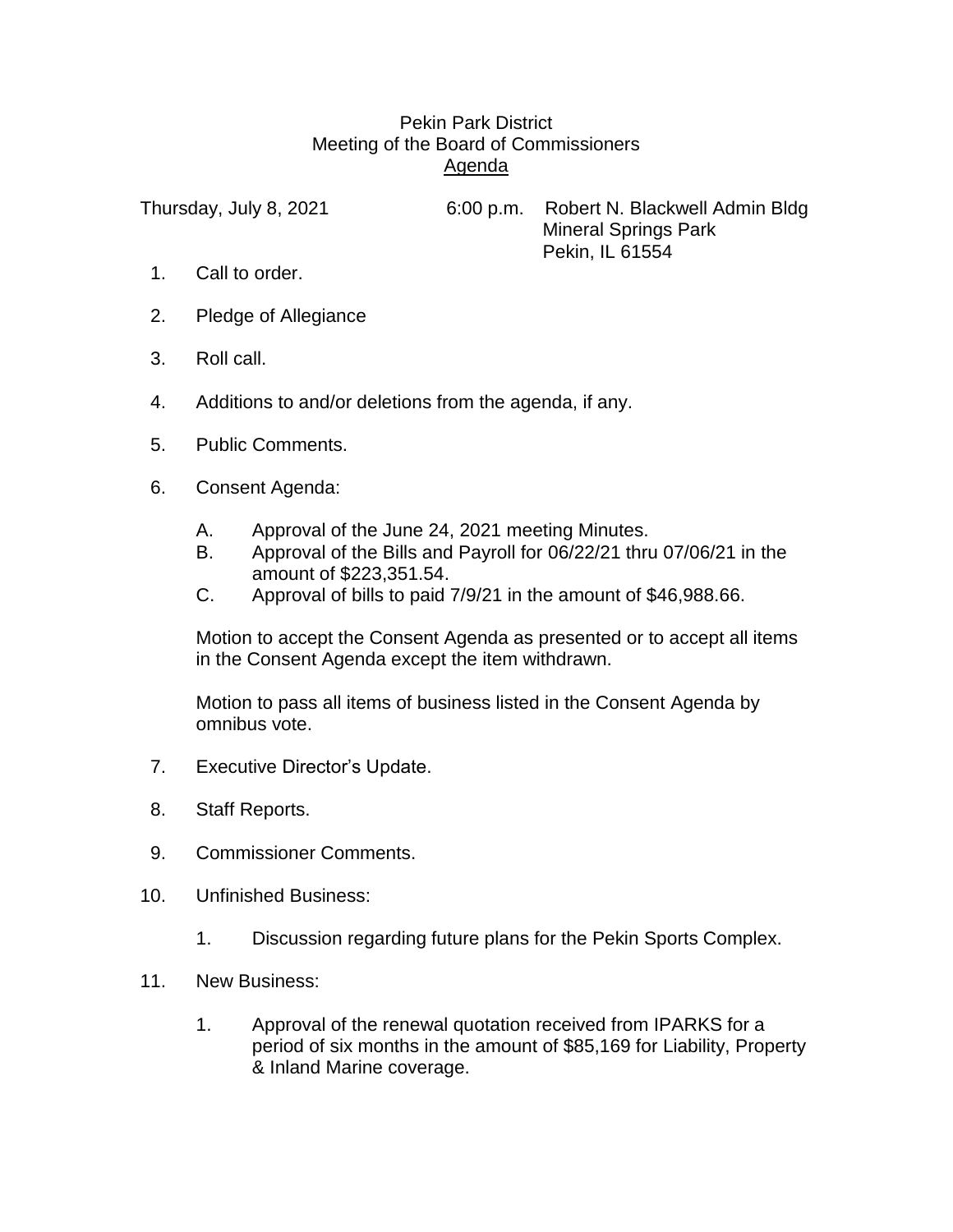Pekin Park District
Meeting of the Board of Commissioners
Agenda

Thursday, July 8, 2021 6:00 p.m. Robert N. Blackwell Admin Bldg
Mineral Springs Park
Pekin, IL 61554

1. Call to order.

2. Pledge of Allegiance

3. Roll call.

4. Additions to and/or deletions from the agenda, if any.

5. Public Comments.

6. Consent Agenda:

   A. Approval of the June 24, 2021 meeting Minutes.
   B. Approval of the Bills and Payroll for 06/22/21 thru 07/06/21 in the amount of $223,351.54.
   C. Approval of bills to paid 7/9/21 in the amount of $46,988.66.

   Motion to accept the Consent Agenda as presented or to accept all items in the Consent Agenda except the item withdrawn.

   Motion to pass all items of business listed in the Consent Agenda by omnibus vote.

7. Executive Director's Update.

8. Staff Reports.

9. Commissioner Comments.

10. Unfinished Business:

    1. Discussion regarding future plans for the Pekin Sports Complex.

11. New Business:

    1. Approval of the renewal quotation received from IPARKS for a period of six months in the amount of $85,169 for Liability, Property & Inland Marine coverage.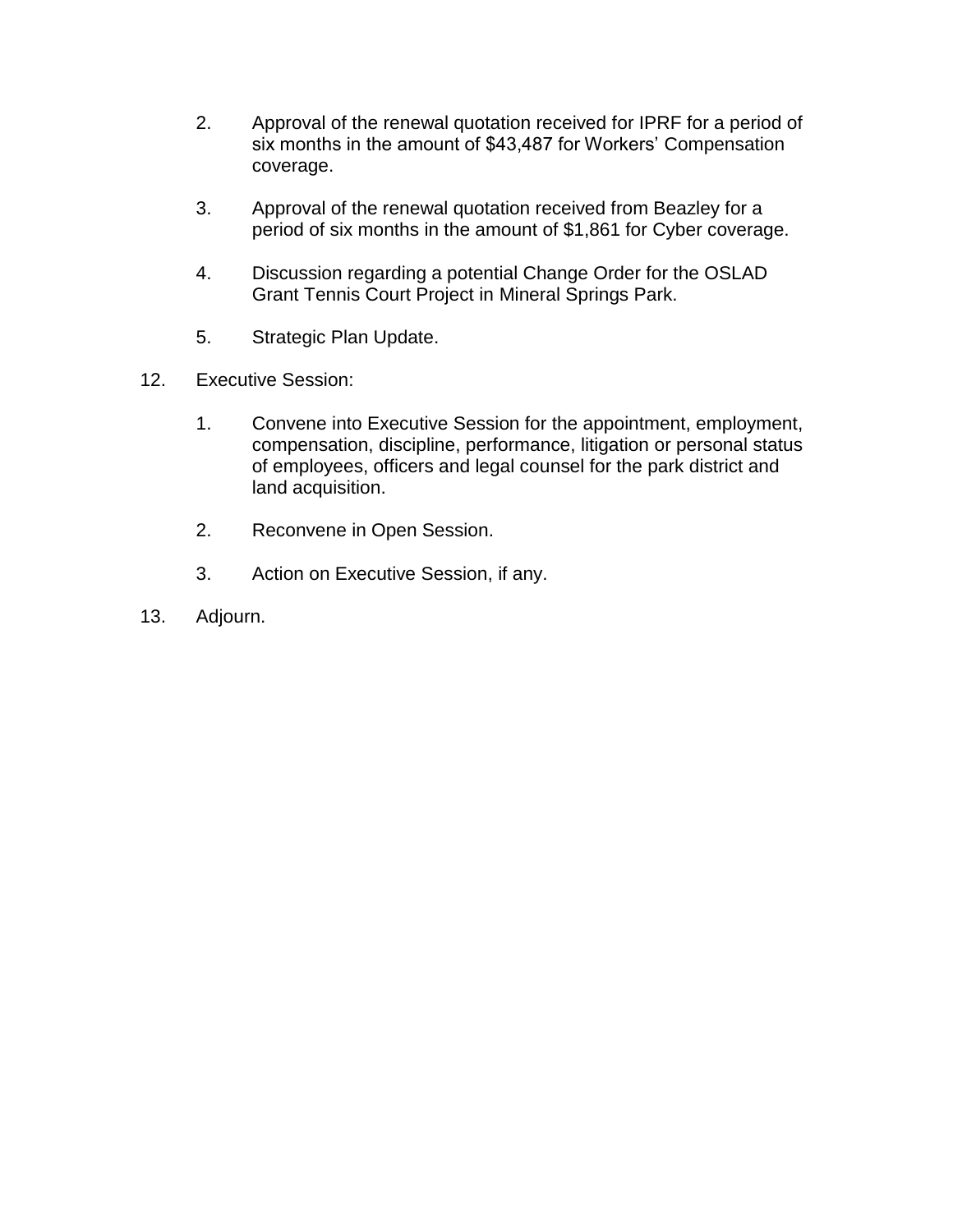2. Approval of the renewal quotation received for IPRF for a period of six months in the amount of $43,487 for Workers' Compensation coverage.

3. Approval of the renewal quotation received from Beazley for a period of six months in the amount of $1,861 for Cyber coverage.

4. Discussion regarding a potential Change Order for the OSLAD Grant Tennis Court Project in Mineral Springs Park.

5. Strategic Plan Update.

12. Executive Session:

    1. Convene into Executive Session for the appointment, employment, compensation, discipline, performance, litigation or personal status of employees, officers and legal counsel for the park district and land acquisition.

    2. Reconvene in Open Session.

    3. Action on Executive Session, if any.

13. Adjourn.